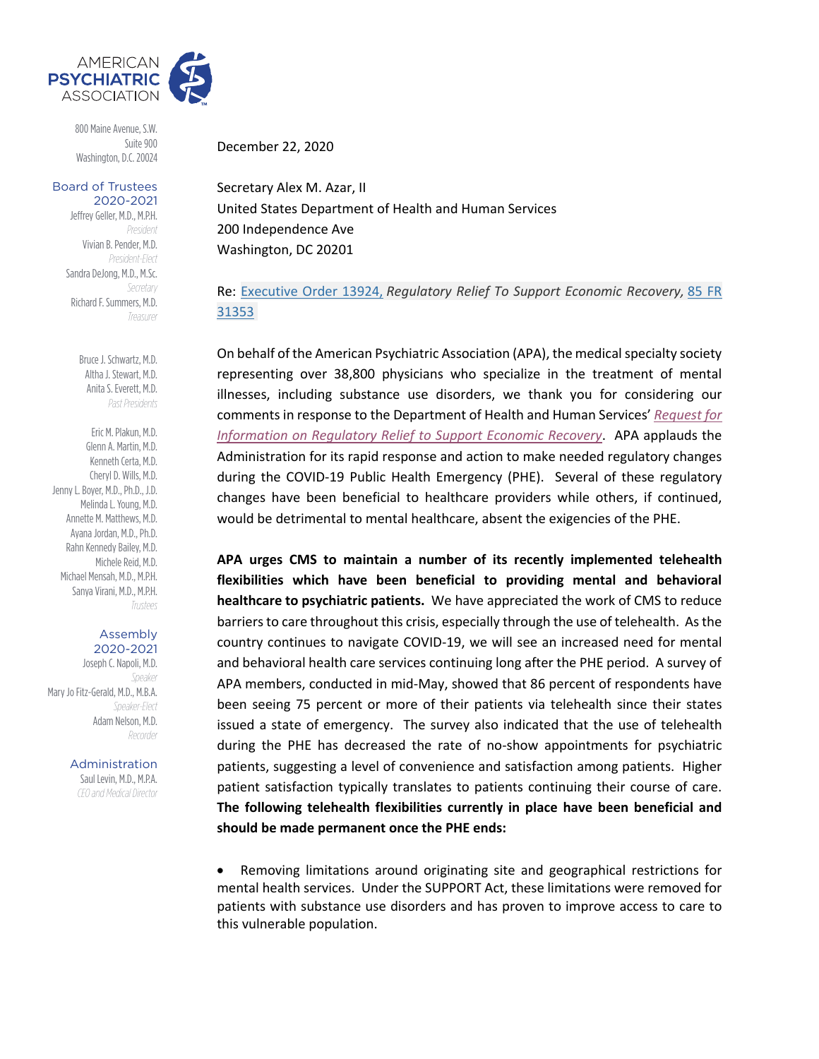AMERICAN PSYCHIATRIC ASSOCIATION

800 Maine Avenue, S.W.
Suite 900
Washington, D.C. 20024

**Board of Trustees 2020-2021**

Jeffrey Geller, M.D., M.P.H.
*President*
Vivian B. Pender, M.D.
*President-Elect*
Sandra DeJong, M.D., M.Sc.
*Secretary*
Richard F. Summers, M.D.
*Treasurer*

Bruce J. Schwartz, M.D.
Altha J. Stewart, M.D.
Anita S. Everett, M.D.
*Past Presidents*

Eric M. Plakun, M.D.
Glenn A. Martin, M.D.
Kenneth Certa, M.D.
Cheryl D. Wills, M.D.
Jenny L. Boyer, M.D., Ph.D., J.D.
Melinda L. Young, M.D.
Annette M. Matthews, M.D.
Ayana Jordan, M.D., Ph.D.
Rahn Kennedy Bailey, M.D.
Michele Reid, M.D.
Michael Mensah, M.D., M.P.H.
Sanya Virani, M.D., M.P.H.
*Trustees*

**Assembly 2020-2021**

Joseph C. Napoli, M.D.
*Speaker*
Mary Jo Fitz-Gerald, M.D., M.B.A.
*Speaker-Elect*
Adam Nelson, M.D.
*Recorder*

**Administration**

Saul Levin, M.D., M.P.A.
*CEO and Medical Director*

December 22, 2020

Secretary Alex M. Azar, II
United States Department of Health and Human Services
200 Independence Ave
Washington, DC 20201

Re: Executive Order 13924, *Regulatory Relief To Support Economic Recovery,* 85 FR 31353

On behalf of the American Psychiatric Association (APA), the medical specialty society representing over 38,800 physicians who specialize in the treatment of mental illnesses, including substance use disorders, we thank you for considering our comments in response to the Department of Health and Human Services' *Request for Information on Regulatory Relief to Support Economic Recovery*. APA applauds the Administration for its rapid response and action to make needed regulatory changes during the COVID-19 Public Health Emergency (PHE). Several of these regulatory changes have been beneficial to healthcare providers while others, if continued, would be detrimental to mental healthcare, absent the exigencies of the PHE.

**APA urges CMS to maintain a number of its recently implemented telehealth flexibilities which have been beneficial to providing mental and behavioral healthcare to psychiatric patients.** We have appreciated the work of CMS to reduce barriers to care throughout this crisis, especially through the use of telehealth. As the country continues to navigate COVID-19, we will see an increased need for mental and behavioral health care services continuing long after the PHE period. A survey of APA members, conducted in mid-May, showed that 86 percent of respondents have been seeing 75 percent or more of their patients via telehealth since their states issued a state of emergency. The survey also indicated that the use of telehealth during the PHE has decreased the rate of no-show appointments for psychiatric patients, suggesting a level of convenience and satisfaction among patients. Higher patient satisfaction typically translates to patients continuing their course of care. **The following telehealth flexibilities currently in place have been beneficial and should be made permanent once the PHE ends:**

- Removing limitations around originating site and geographical restrictions for mental health services. Under the SUPPORT Act, these limitations were removed for patients with substance use disorders and has proven to improve access to care to this vulnerable population.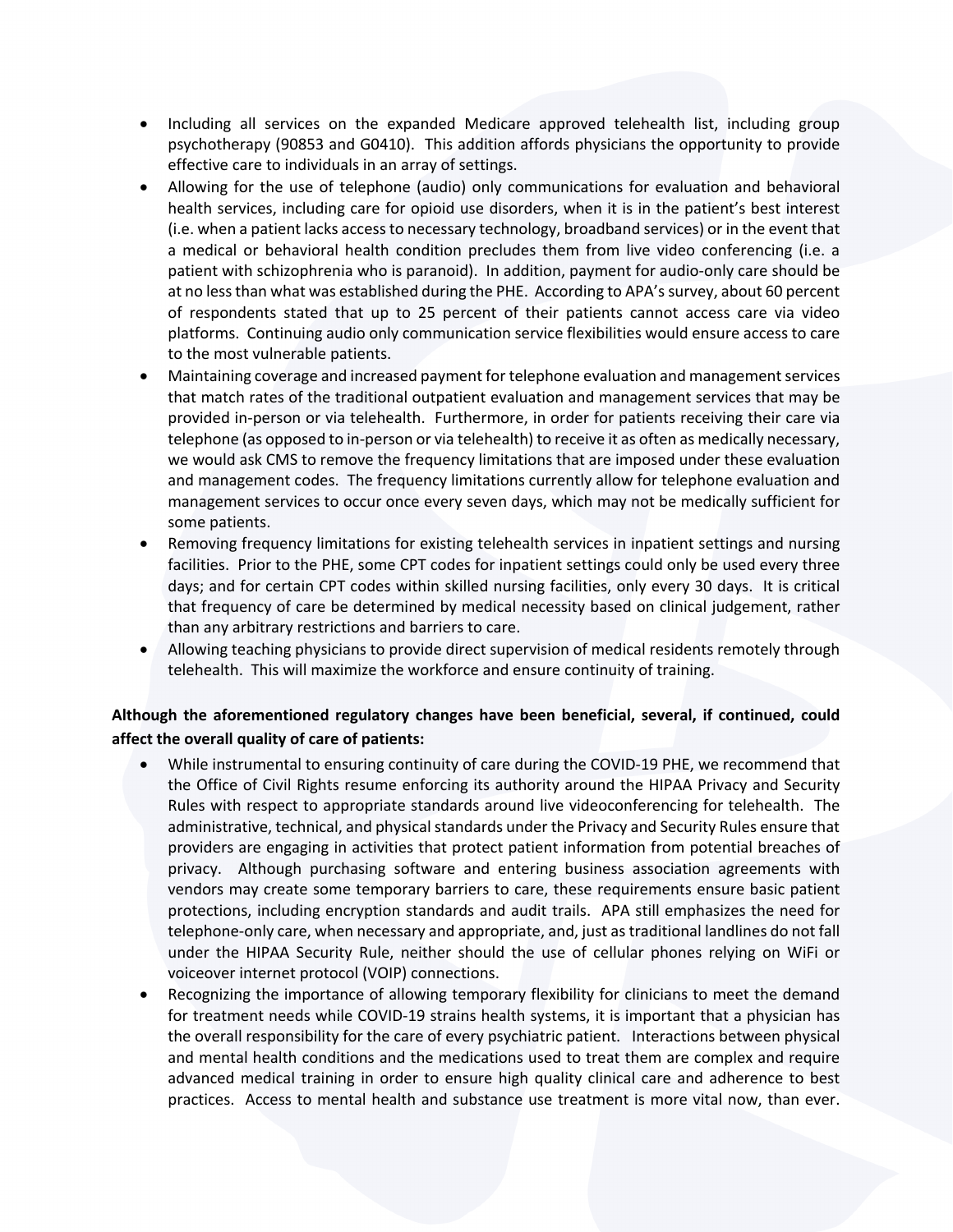- Including all services on the expanded Medicare approved telehealth list, including group psychotherapy (90853 and G0410). This addition affords physicians the opportunity to provide effective care to individuals in an array of settings.
- Allowing for the use of telephone (audio) only communications for evaluation and behavioral health services, including care for opioid use disorders, when it is in the patient's best interest (i.e. when a patient lacks access to necessary technology, broadband services) or in the event that a medical or behavioral health condition precludes them from live video conferencing (i.e. a patient with schizophrenia who is paranoid). In addition, payment for audio-only care should be at no less than what was established during the PHE. According to APA's survey, about 60 percent of respondents stated that up to 25 percent of their patients cannot access care via video platforms. Continuing audio only communication service flexibilities would ensure access to care to the most vulnerable patients.
- Maintaining coverage and increased payment for telephone evaluation and management services that match rates of the traditional outpatient evaluation and management services that may be provided in-person or via telehealth. Furthermore, in order for patients receiving their care via telephone (as opposed to in-person or via telehealth) to receive it as often as medically necessary, we would ask CMS to remove the frequency limitations that are imposed under these evaluation and management codes. The frequency limitations currently allow for telephone evaluation and management services to occur once every seven days, which may not be medically sufficient for some patients.
- Removing frequency limitations for existing telehealth services in inpatient settings and nursing facilities. Prior to the PHE, some CPT codes for inpatient settings could only be used every three days; and for certain CPT codes within skilled nursing facilities, only every 30 days. It is critical that frequency of care be determined by medical necessity based on clinical judgement, rather than any arbitrary restrictions and barriers to care.
- Allowing teaching physicians to provide direct supervision of medical residents remotely through telehealth. This will maximize the workforce and ensure continuity of training.

**Although the aforementioned regulatory changes have been beneficial, several, if continued, could affect the overall quality of care of patients:**

- While instrumental to ensuring continuity of care during the COVID-19 PHE, we recommend that the Office of Civil Rights resume enforcing its authority around the HIPAA Privacy and Security Rules with respect to appropriate standards around live videoconferencing for telehealth. The administrative, technical, and physical standards under the Privacy and Security Rules ensure that providers are engaging in activities that protect patient information from potential breaches of privacy. Although purchasing software and entering business association agreements with vendors may create some temporary barriers to care, these requirements ensure basic patient protections, including encryption standards and audit trails. APA still emphasizes the need for telephone-only care, when necessary and appropriate, and, just as traditional landlines do not fall under the HIPAA Security Rule, neither should the use of cellular phones relying on WiFi or voiceover internet protocol (VOIP) connections.
- Recognizing the importance of allowing temporary flexibility for clinicians to meet the demand for treatment needs while COVID-19 strains health systems, it is important that a physician has the overall responsibility for the care of every psychiatric patient. Interactions between physical and mental health conditions and the medications used to treat them are complex and require advanced medical training in order to ensure high quality clinical care and adherence to best practices. Access to mental health and substance use treatment is more vital now, than ever.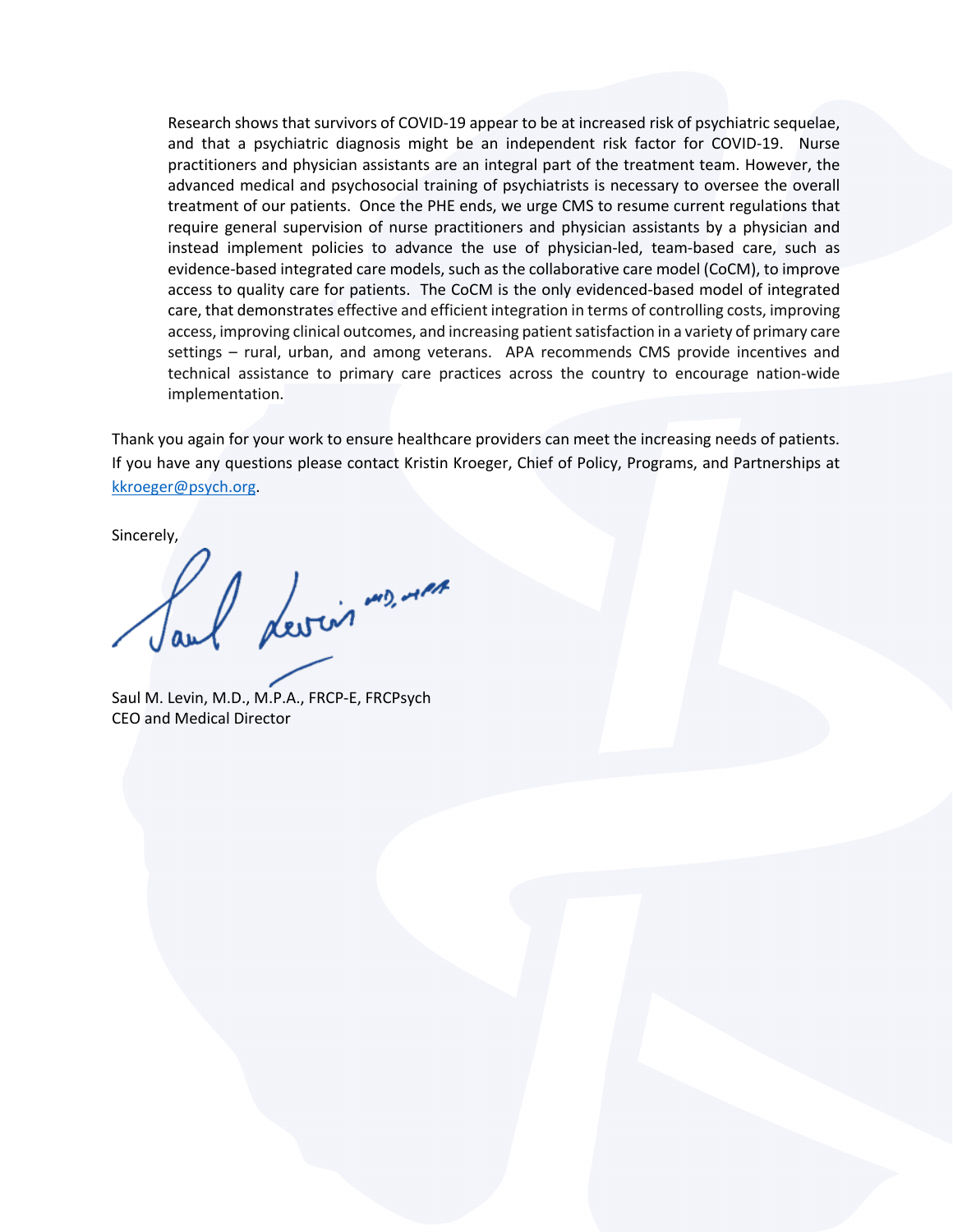Research shows that survivors of COVID-19 appear to be at increased risk of psychiatric sequelae, and that a psychiatric diagnosis might be an independent risk factor for COVID-19. Nurse practitioners and physician assistants are an integral part of the treatment team. However, the advanced medical and psychosocial training of psychiatrists is necessary to oversee the overall treatment of our patients. Once the PHE ends, we urge CMS to resume current regulations that require general supervision of nurse practitioners and physician assistants by a physician and instead implement policies to advance the use of physician-led, team-based care, such as evidence-based integrated care models, such as the collaborative care model (CoCM), to improve access to quality care for patients. The CoCM is the only evidenced-based model of integrated care, that demonstrates effective and efficient integration in terms of controlling costs, improving access, improving clinical outcomes, and increasing patient satisfaction in a variety of primary care settings – rural, urban, and among veterans. APA recommends CMS provide incentives and technical assistance to primary care practices across the country to encourage nation-wide implementation.

Thank you again for your work to ensure healthcare providers can meet the increasing needs of patients. If you have any questions please contact Kristin Kroeger, Chief of Policy, Programs, and Partnerships at kkroeger@psych.org.

Sincerely,

Saul M. Levin, M.D., M.P.A., FRCP-E, FRCPsych
CEO and Medical Director